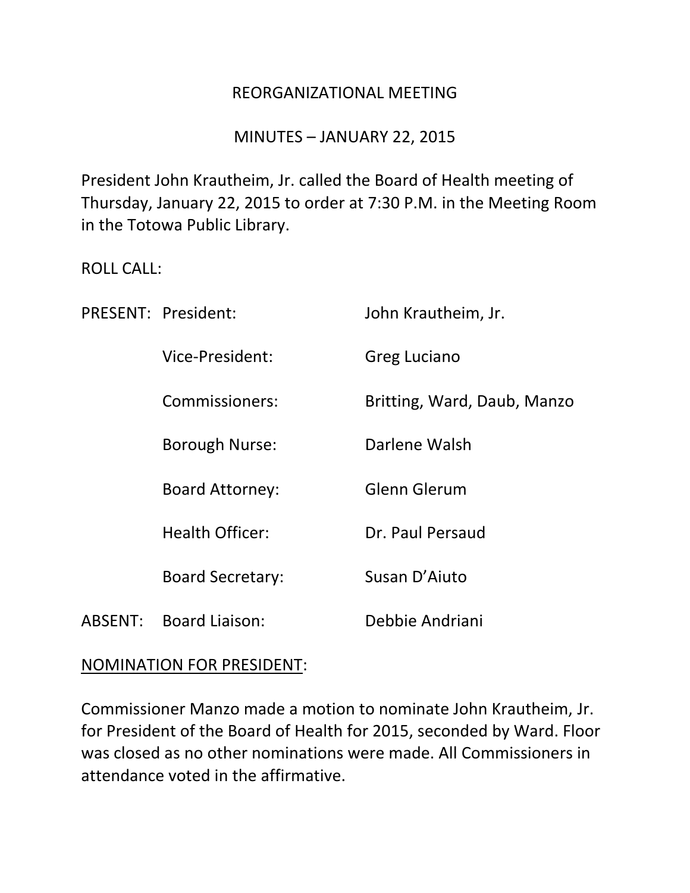# REORGANIZATIONAL MEETING

## MINUTES – JANUARY 22, 2015

President John Krautheim, Jr. called the Board of Health meeting of Thursday, January 22, 2015 to order at 7:30 P.M. in the Meeting Room in the Totowa Public Library.

ROLL CALL:

| | | |
|---|---|---|
| PRESENT: | President: | John Krautheim, Jr. |
| | Vice-President: | Greg Luciano |
| | Commissioners: | Britting, Ward, Daub, Manzo |
| | Borough Nurse: | Darlene Walsh |
| | Board Attorney: | Glenn Glerum |
| | Health Officer: | Dr. Paul Persaud |
| | Board Secretary: | Susan D'Aiuto |
| ABSENT: | Board Liaison: | Debbie Andriani |

<u>NOMINATION FOR PRESIDENT</u>:

Commissioner Manzo made a motion to nominate John Krautheim, Jr. for President of the Board of Health for 2015, seconded by Ward. Floor was closed as no other nominations were made. All Commissioners in attendance voted in the affirmative.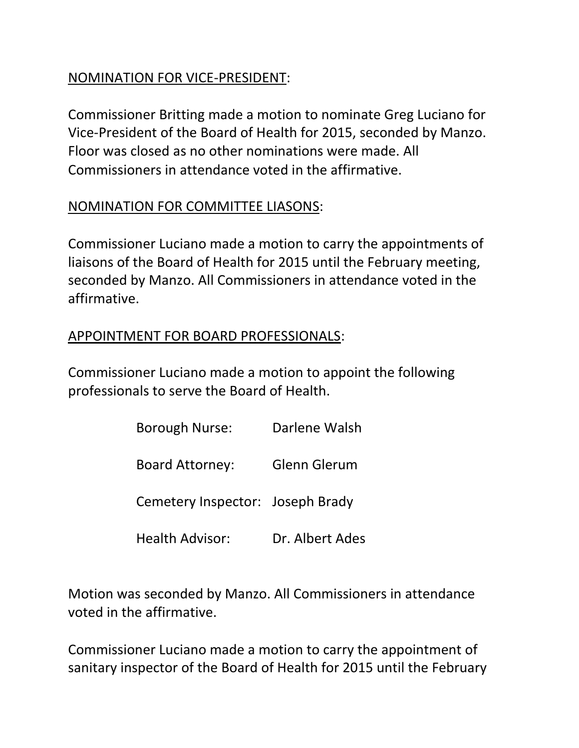<u>NOMINATION FOR VICE-PRESIDENT</u>:

Commissioner Britting made a motion to nominate Greg Luciano for Vice-President of the Board of Health for 2015, seconded by Manzo. Floor was closed as no other nominations were made. All Commissioners in attendance voted in the affirmative.

<u>NOMINATION FOR COMMITTEE LIASONS</u>:

Commissioner Luciano made a motion to carry the appointments of liaisons of the Board of Health for 2015 until the February meeting, seconded by Manzo. All Commissioners in attendance voted in the affirmative.

<u>APPOINTMENT FOR BOARD PROFESSIONALS</u>:

Commissioner Luciano made a motion to appoint the following professionals to serve the Board of Health.

| | |
|---|---|
| Borough Nurse: | Darlene Walsh |
| Board Attorney: | Glenn Glerum |
| Cemetery Inspector: | Joseph Brady |
| Health Advisor: | Dr. Albert Ades |

Motion was seconded by Manzo. All Commissioners in attendance voted in the affirmative.

Commissioner Luciano made a motion to carry the appointment of sanitary inspector of the Board of Health for 2015 until the February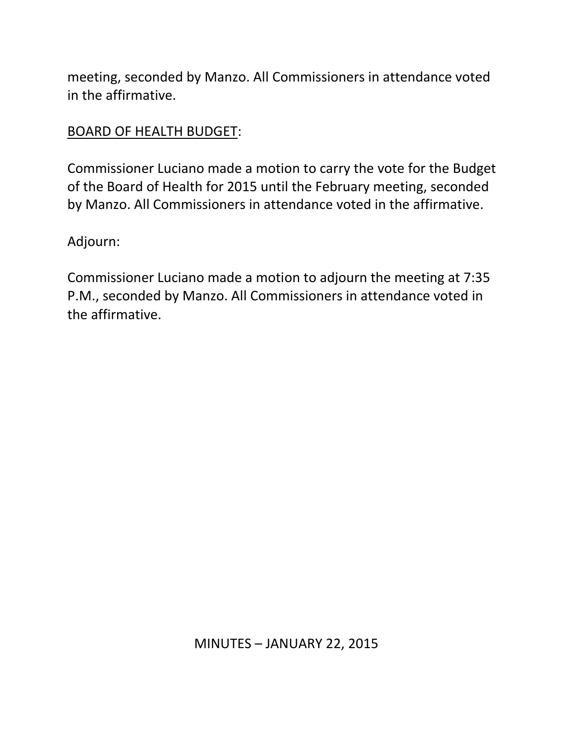meeting, seconded by Manzo. All Commissioners in attendance voted in the affirmative.

## BOARD OF HEALTH BUDGET:

Commissioner Luciano made a motion to carry the vote for the Budget of the Board of Health for 2015 until the February meeting, seconded by Manzo. All Commissioners in attendance voted in the affirmative.

Adjourn:

Commissioner Luciano made a motion to adjourn the meeting at 7:35 P.M., seconded by Manzo. All Commissioners in attendance voted in the affirmative.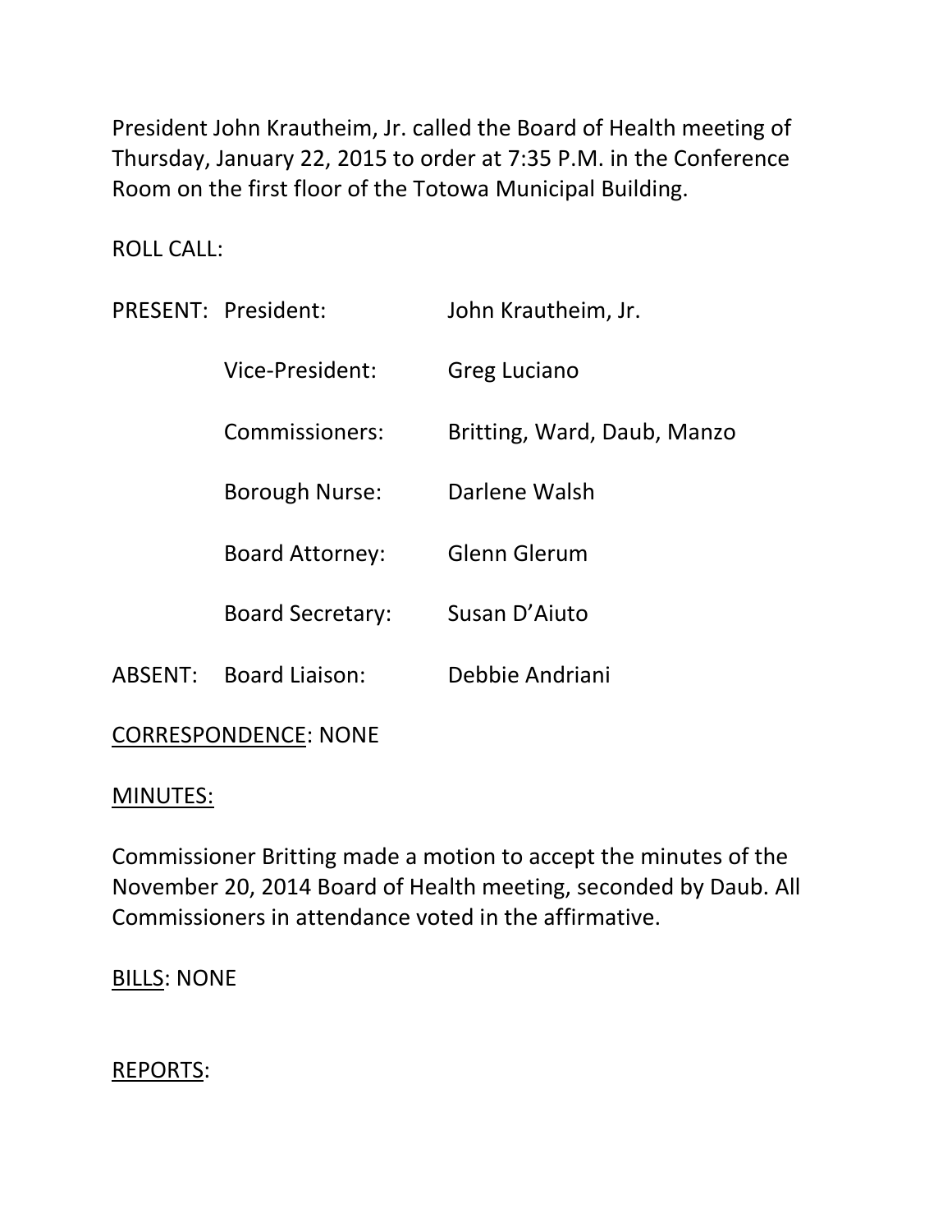President John Krautheim, Jr. called the Board of Health meeting of Thursday, January 22, 2015 to order at 7:35 P.M. in the Conference Room on the first floor of the Totowa Municipal Building.

ROLL CALL:

| | | |
|---|---|---|
| PRESENT: | President: | John Krautheim, Jr. |
| | Vice-President: | Greg Luciano |
| | Commissioners: | Britting, Ward, Daub, Manzo |
| | Borough Nurse: | Darlene Walsh |
| | Board Attorney: | Glenn Glerum |
| | Board Secretary: | Susan D'Aiuto |
| ABSENT: | Board Liaison: | Debbie Andriani |

<u>CORRESPONDENCE</u>: NONE

<u>MINUTES:</u>

Commissioner Britting made a motion to accept the minutes of the November 20, 2014 Board of Health meeting, seconded by Daub. All Commissioners in attendance voted in the affirmative.

<u>BILLS</u>: NONE

<u>REPORTS</u>: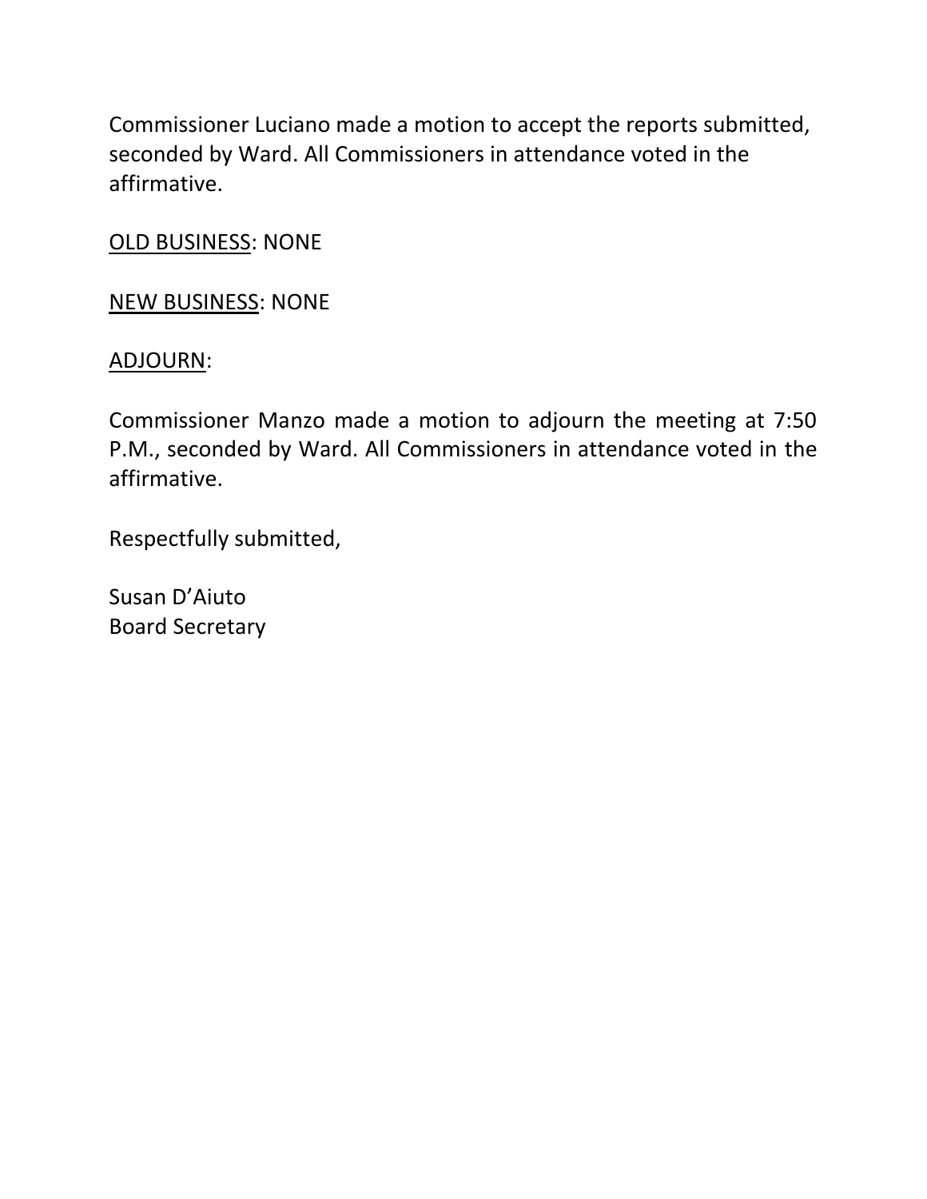Commissioner Luciano made a motion to accept the reports submitted, seconded by Ward. All Commissioners in attendance voted in the affirmative.

<u>OLD BUSINESS</u>: NONE

<u>NEW BUSINESS</u>: NONE

<u>ADJOURN</u>:

Commissioner Manzo made a motion to adjourn the meeting at 7:50 P.M., seconded by Ward. All Commissioners in attendance voted in the affirmative.

Respectfully submitted,

Susan D'Aiuto  
Board Secretary